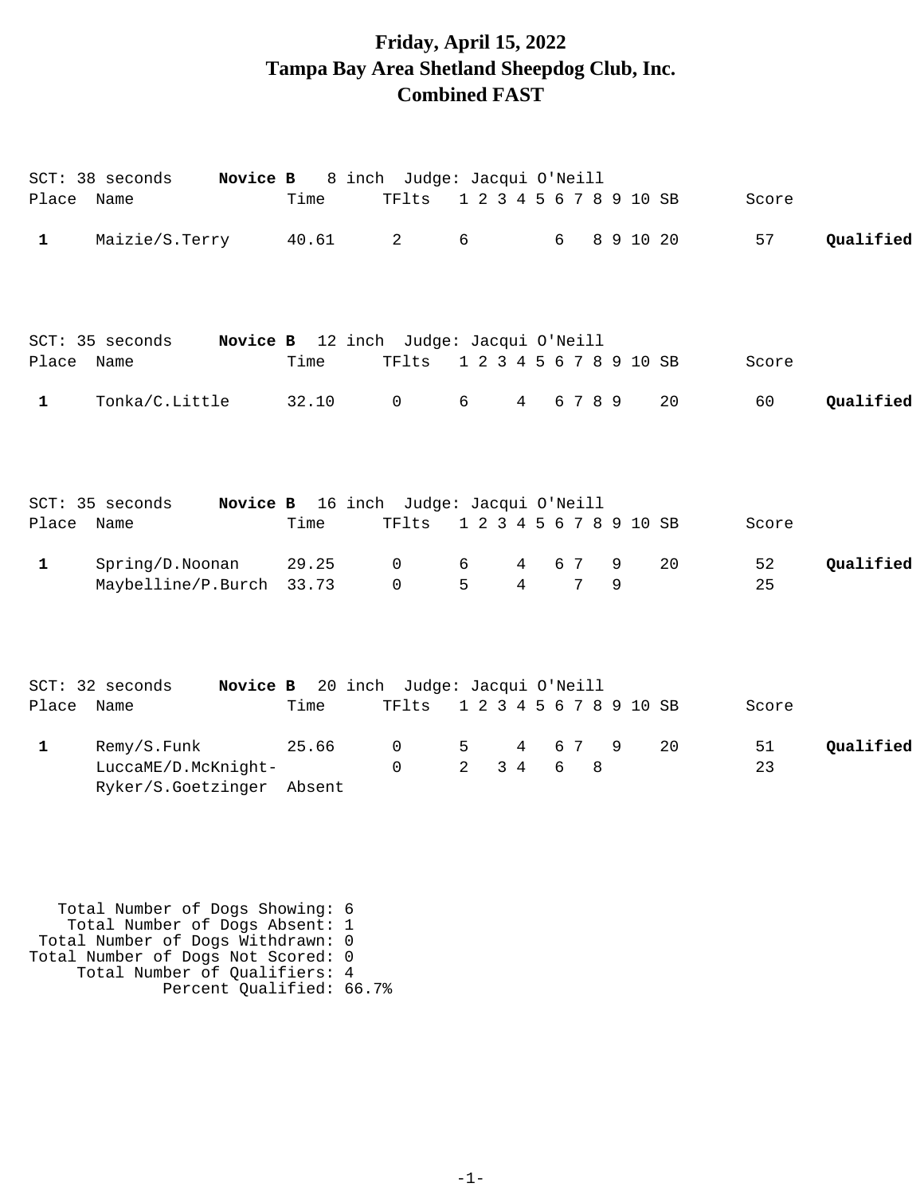# Friday, April 15, 2022
## Tampa Bay Area Shetland Sheepdog Club, Inc.
## Combined FAST

SCT: 38 seconds **Novice B** 8 inch Judge: Jacqui O'Neill

| Place | Name | Time | TFlts | 1 | 2 | 3 | 4 | 5 | 6 | 7 | 8 | 9 | 10 | SB | Score | |
|---|---|---|---|---|---|---|---|---|---|---|---|---|---|---|---|---|
| 1 | Maizie/S.Terry | 40.61 | 2 | 6 | | | | | 6 | | 8 | 9 | 10 | 20 | 57 | **Qualified** |

SCT: 35 seconds **Novice B** 12 inch Judge: Jacqui O'Neill

| Place | Name | Time | TFlts | 1 | 2 | 3 | 4 | 5 | 6 | 7 | 8 | 9 | 10 | SB | Score | |
|---|---|---|---|---|---|---|---|---|---|---|---|---|---|---|---|---|
| 1 | Tonka/C.Little | 32.10 | 0 | 6 | | | 4 | | 6 | 7 | 8 | 9 | | 20 | 60 | **Qualified** |

SCT: 35 seconds **Novice B** 16 inch Judge: Jacqui O'Neill

| Place | Name | Time | TFlts | 1 | 2 | 3 | 4 | 5 | 6 | 7 | 8 | 9 | 10 | SB | Score | |
|---|---|---|---|---|---|---|---|---|---|---|---|---|---|---|---|---|
| 1 | Spring/D.Noonan | 29.25 | 0 | 6 | | | 4 | | 6 | 7 | | 9 | | 20 | 52 | **Qualified** |
| | Maybelline/P.Burch | 33.73 | 0 | 5 | | | 4 | | | 7 | | 9 | | | 25 | |

SCT: 32 seconds **Novice B** 20 inch Judge: Jacqui O'Neill

| Place | Name | Time | TFlts | 1 | 2 | 3 | 4 | 5 | 6 | 7 | 8 | 9 | 10 | SB | Score | |
|---|---|---|---|---|---|---|---|---|---|---|---|---|---|---|---|---|
| 1 | Remy/S.Funk | 25.66 | 0 | 5 | | | 4 | | 6 | 7 | | 9 | | 20 | 51 | **Qualified** |
| | LuccaME/D.McKnight- | | 0 | 2 | | 3 | 4 | | 6 | | 8 | | | | 23 | |
| | Ryker/S.Goetzinger | Absent | | | | | | | | | | | | | | |

Total Number of Dogs Showing: 6
Total Number of Dogs Absent: 1
Total Number of Dogs Withdrawn: 0
Total Number of Dogs Not Scored: 0
Total Number of Qualifiers: 4
Percent Qualified: 66.7%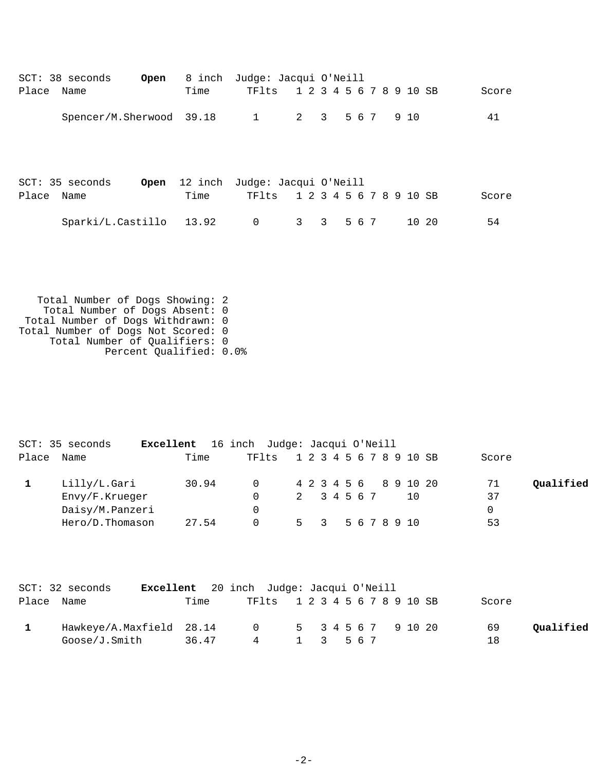SCT: 38 seconds **Open** 8 inch Judge: Jacqui O'Neill

| Place | Name | Time | TFlts | 1 | 2 | 3 | 4 | 5 | 6 | 7 | 8 | 9 | 10 | SB | Score | |
|---|---|---|---|---|---|---|---|---|---|---|---|---|---|---|---|---|
| | Spencer/M.Sherwood | 39.18 | 1 | 2 | | 3 | | 5 | 6 | 7 | | 9 | 10 | | 41 | |

SCT: 35 seconds **Open** 12 inch Judge: Jacqui O'Neill

| Place | Name | Time | TFlts | 1 | 2 | 3 | 4 | 5 | 6 | 7 | 8 | 9 | 10 | SB | Score | |
|---|---|---|---|---|---|---|---|---|---|---|---|---|---|---|---|---|
| | Sparki/L.Castillo | 13.92 | 0 | 3 | | 3 | | 5 | 6 | 7 | | | 10 | 20 | 54 | |

Total Number of Dogs Showing: 2
Total Number of Dogs Absent: 0
Total Number of Dogs Withdrawn: 0
Total Number of Dogs Not Scored: 0
Total Number of Qualifiers: 0
Percent Qualified: 0.0%

SCT: 35 seconds **Excellent** 16 inch Judge: Jacqui O'Neill

| Place | Name | Time | TFlts | 1 | 2 | 3 | 4 | 5 | 6 | 7 | 8 | 9 | 10 | SB | Score | |
|---|---|---|---|---|---|---|---|---|---|---|---|---|---|---|---|---|
| **1** | Lilly/L.Gari | 30.94 | 0 | 4 | 2 | 3 | 4 | 5 | 6 | | 8 | 9 | 10 | 20 | 71 | **Qualified** |
| | Envy/F.Krueger | | 0 | 2 | | 3 | 4 | 5 | 6 | 7 | | | 10 | | 37 | |
| | Daisy/M.Panzeri | | 0 | | | | | | | | | | | | 0 | |
| | Hero/D.Thomason | 27.54 | 0 | 5 | | 3 | | 5 | 6 | 7 | 8 | 9 | 10 | | 53 | |

SCT: 32 seconds **Excellent** 20 inch Judge: Jacqui O'Neill

| Place | Name | Time | TFlts | 1 | 2 | 3 | 4 | 5 | 6 | 7 | 8 | 9 | 10 | SB | Score | |
|---|---|---|---|---|---|---|---|---|---|---|---|---|---|---|---|---|
| **1** | Hawkeye/A.Maxfield | 28.14 | 0 | 5 | | 3 | 4 | 5 | 6 | 7 | | 9 | 10 | 20 | 69 | **Qualified** |
| | Goose/J.Smith | 36.47 | 4 | 1 | | 3 | | 5 | 6 | 7 | | | | | 18 | |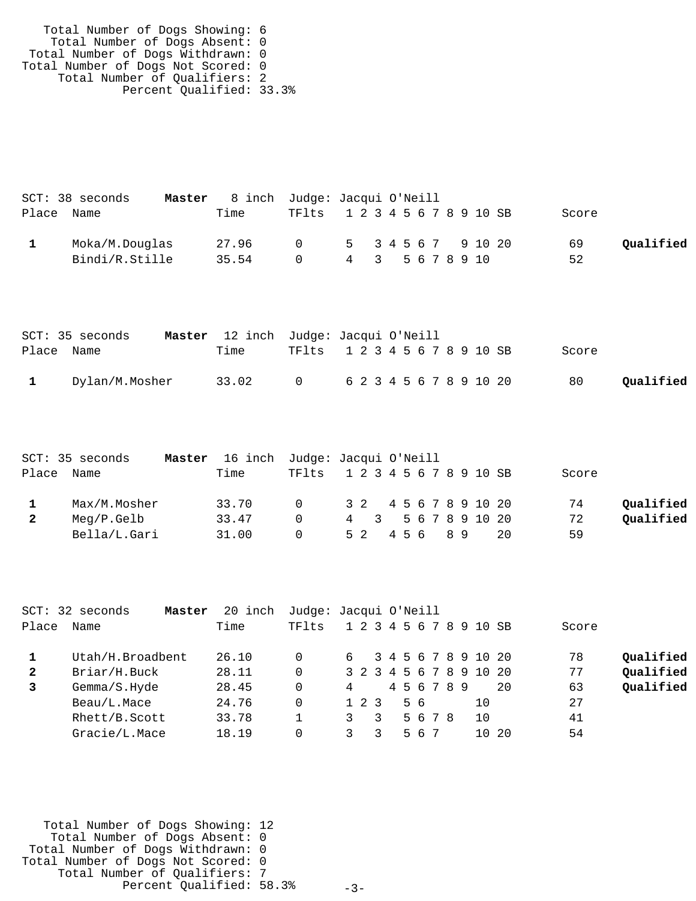Total Number of Dogs Showing: 6
Total Number of Dogs Absent: 0
Total Number of Dogs Withdrawn: 0
Total Number of Dogs Not Scored: 0
Total Number of Qualifiers: 2
Percent Qualified: 33.3%

SCT: 38 seconds **Master** 8 inch Judge: Jacqui O'Neill

| Place | Name | Time | TFlts | 1 | 2 | 3 | 4 | 5 | 6 | 7 | 8 | 9 | 10 | SB | Score | |
|---|---|---|---|---|---|---|---|---|---|---|---|---|---|---|---|---|
| **1** | Moka/M.Douglas | 27.96 | 0 | 5 | | 3 | 4 | 5 | 6 | 7 | | 9 | 10 | 20 | 69 | **Qualified** |
| | Bindi/R.Stille | 35.54 | 0 | 4 | | 3 | | 5 | 6 | 7 | 8 | 9 | 10 | | 52 | |

SCT: 35 seconds **Master** 12 inch Judge: Jacqui O'Neill

| Place | Name | Time | TFlts | 1 | 2 | 3 | 4 | 5 | 6 | 7 | 8 | 9 | 10 | SB | Score | |
|---|---|---|---|---|---|---|---|---|---|---|---|---|---|---|---|---|
| **1** | Dylan/M.Mosher | 33.02 | 0 | 6 | 2 | 3 | 4 | 5 | 6 | 7 | 8 | 9 | 10 | 20 | 80 | **Qualified** |

SCT: 35 seconds **Master** 16 inch Judge: Jacqui O'Neill

| Place | Name | Time | TFlts | 1 | 2 | 3 | 4 | 5 | 6 | 7 | 8 | 9 | 10 | SB | Score | |
|---|---|---|---|---|---|---|---|---|---|---|---|---|---|---|---|---|
| **1** | Max/M.Mosher | 33.70 | 0 | 3 | 2 | | 4 | 5 | 6 | 7 | 8 | 9 | 10 | 20 | 74 | **Qualified** |
| **2** | Meg/P.Gelb | 33.47 | 0 | 4 | | 3 | | 5 | 6 | 7 | 8 | 9 | 10 | 20 | 72 | **Qualified** |
| | Bella/L.Gari | 31.00 | 0 | 5 | 2 | | 4 | 5 | 6 | | 8 | 9 | | 20 | 59 | |

SCT: 32 seconds **Master** 20 inch Judge: Jacqui O'Neill

| Place | Name | Time | TFlts | 1 | 2 | 3 | 4 | 5 | 6 | 7 | 8 | 9 | 10 | SB | Score | |
|---|---|---|---|---|---|---|---|---|---|---|---|---|---|---|---|---|
| **1** | Utah/H.Broadbent | 26.10 | 0 | 6 | | 3 | 4 | 5 | 6 | 7 | 8 | 9 | 10 | 20 | 78 | **Qualified** |
| **2** | Briar/H.Buck | 28.11 | 0 | 3 | 2 | 3 | 4 | 5 | 6 | 7 | 8 | 9 | 10 | 20 | 77 | **Qualified** |
| **3** | Gemma/S.Hyde | 28.45 | 0 | 4 | | | 4 | 5 | 6 | 7 | 8 | 9 | | 20 | 63 | **Qualified** |
| | Beau/L.Mace | 24.76 | 0 | 1 | 2 | 3 | | 5 | 6 | | | | 10 | | 27 | |
| | Rhett/B.Scott | 33.78 | 1 | 3 | | 3 | | 5 | 6 | 7 | 8 | | 10 | | 41 | |
| | Gracie/L.Mace | 18.19 | 0 | 3 | | 3 | | 5 | 6 | 7 | | | 10 | 20 | 54 | |

Total Number of Dogs Showing: 12
Total Number of Dogs Absent: 0
Total Number of Dogs Withdrawn: 0
Total Number of Dogs Not Scored: 0
Total Number of Qualifiers: 7
Percent Qualified: 58.3%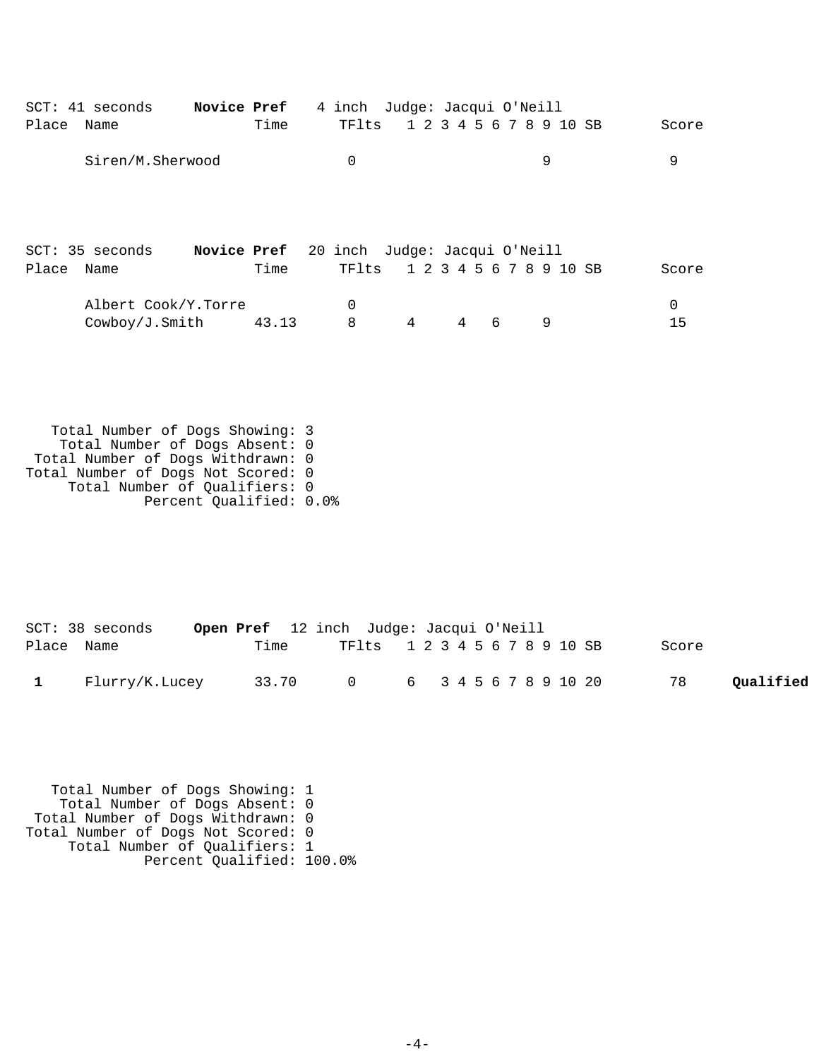SCT: 41 seconds **Novice Pref** 4 inch Judge: Jacqui O'Neill

| Place | Name | Time | TFlts | 1 | 2 | 3 | 4 | 5 | 6 | 7 | 8 | 9 | 10 | SB | Score | |
|---|---|---|---|---|---|---|---|---|---|---|---|---|---|---|---|---|
| | Siren/M.Sherwood | | 0 | | | | | | | | | 9 | | | 9 | |

SCT: 35 seconds **Novice Pref** 20 inch Judge: Jacqui O'Neill

| Place | Name | Time | TFlts | 1 | 2 | 3 | 4 | 5 | 6 | 7 | 8 | 9 | 10 | SB | Score | |
|---|---|---|---|---|---|---|---|---|---|---|---|---|---|---|---|---|
| | Albert Cook/Y.Torre | | 0 | | | | | | | | | | | | 0 | |
| | Cowboy/J.Smith | 43.13 | 8 | 4 | | | 4 | | 6 | | | 9 | | | 15 | |

```
   Total Number of Dogs Showing: 3
    Total Number of Dogs Absent: 0
 Total Number of Dogs Withdrawn: 0
Total Number of Dogs Not Scored: 0
     Total Number of Qualifiers: 0
              Percent Qualified: 0.0%
```

SCT: 38 seconds **Open Pref** 12 inch Judge: Jacqui O'Neill

| Place | Name | Time | TFlts | 1 | 2 | 3 | 4 | 5 | 6 | 7 | 8 | 9 | 10 | SB | Score | |
|---|---|---|---|---|---|---|---|---|---|---|---|---|---|---|---|---|
| **1** | Flurry/K.Lucey | 33.70 | 0 | 6 | | 3 | 4 | 5 | 6 | 7 | 8 | 9 | 10 | 20 | 78 | **Qualified** |

```
   Total Number of Dogs Showing: 1
    Total Number of Dogs Absent: 0
 Total Number of Dogs Withdrawn: 0
Total Number of Dogs Not Scored: 0
     Total Number of Qualifiers: 1
              Percent Qualified: 100.0%
```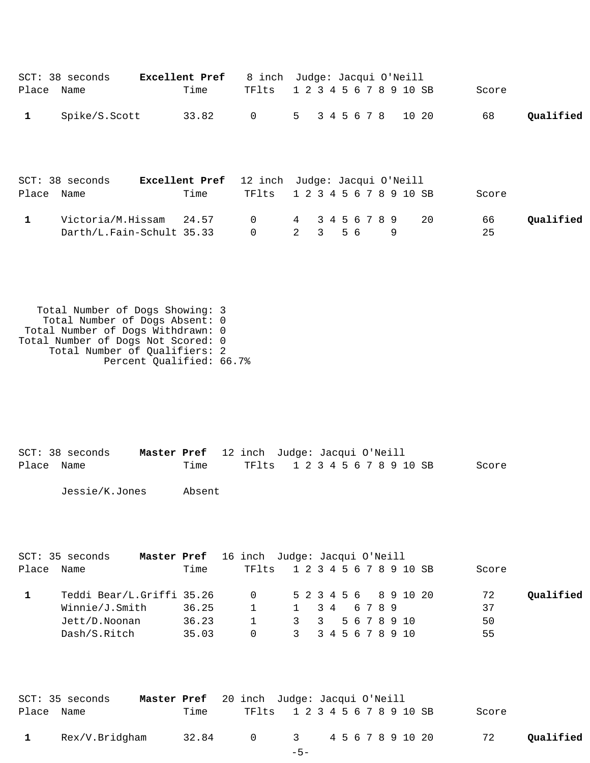SCT: 38 seconds **Excellent Pref** 8 inch Judge: Jacqui O'Neill

| Place | Name | Time | TFlts | 1 | 2 | 3 | 4 | 5 | 6 | 7 | 8 | 9 | 10 | SB | Score | |
|---|---|---|---|---|---|---|---|---|---|---|---|---|---|---|---|---|
| 1 | Spike/S.Scott | 33.82 | 0 | 5 | | 3 | 4 | 5 | 6 | 7 | 8 | | 10 | 20 | 68 | **Qualified** |

SCT: 38 seconds **Excellent Pref** 12 inch Judge: Jacqui O'Neill

| Place | Name | Time | TFlts | 1 | 2 | 3 | 4 | 5 | 6 | 7 | 8 | 9 | 10 | SB | Score | |
|---|---|---|---|---|---|---|---|---|---|---|---|---|---|---|---|---|
| 1 | Victoria/M.Hissam | 24.57 | 0 | 4 | | 3 | 4 | 5 | 6 | 7 | 8 | 9 | | 20 | 66 | **Qualified** |
| | Darth/L.Fain-Schult | 35.33 | 0 | 2 | | 3 | | 5 | 6 | | | 9 | | | 25 | |

Total Number of Dogs Showing: 3
Total Number of Dogs Absent: 0
Total Number of Dogs Withdrawn: 0
Total Number of Dogs Not Scored: 0
Total Number of Qualifiers: 2
Percent Qualified: 66.7%

SCT: 38 seconds **Master Pref** 12 inch Judge: Jacqui O'Neill

| Place | Name | Time | TFlts | 1 | 2 | 3 | 4 | 5 | 6 | 7 | 8 | 9 | 10 | SB | Score |
|---|---|---|---|---|---|---|---|---|---|---|---|---|---|---|---|
| | Jessie/K.Jones | Absent | | | | | | | | | | | | | |

SCT: 35 seconds **Master Pref** 16 inch Judge: Jacqui O'Neill

| Place | Name | Time | TFlts | 1 | 2 | 3 | 4 | 5 | 6 | 7 | 8 | 9 | 10 | SB | Score | |
|---|---|---|---|---|---|---|---|---|---|---|---|---|---|---|---|---|
| 1 | Teddi Bear/L.Griffi | 35.26 | 0 | 5 | 2 | 3 | 4 | 5 | 6 | | 8 | 9 | 10 | 20 | 72 | **Qualified** |
| | Winnie/J.Smith | 36.25 | 1 | 1 | | 3 | 4 | | 6 | 7 | 8 | 9 | | | 37 | |
| | Jett/D.Noonan | 36.23 | 1 | 3 | | 3 | | 5 | 6 | 7 | 8 | 9 | 10 | | 50 | |
| | Dash/S.Ritch | 35.03 | 0 | 3 | | 3 | 4 | 5 | 6 | 7 | 8 | 9 | 10 | | 55 | |

SCT: 35 seconds **Master Pref** 20 inch Judge: Jacqui O'Neill

| Place | Name | Time | TFlts | 1 | 2 | 3 | 4 | 5 | 6 | 7 | 8 | 9 | 10 | SB | Score | |
|---|---|---|---|---|---|---|---|---|---|---|---|---|---|---|---|---|
| 1 | Rex/V.Bridgham | 32.84 | 0 | 3 | | | 4 | 5 | 6 | 7 | 8 | 9 | 10 | 20 | 72 | **Qualified** |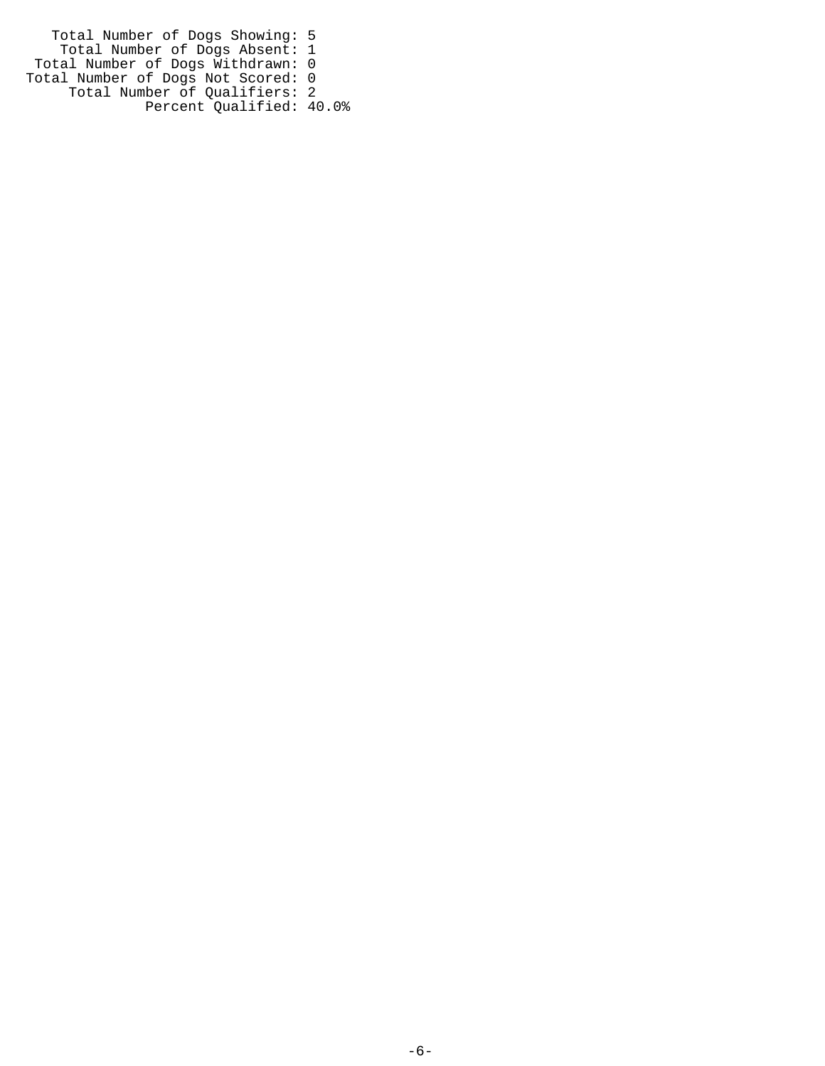Total Number of Dogs Showing: 5
Total Number of Dogs Absent: 1
Total Number of Dogs Withdrawn: 0
Total Number of Dogs Not Scored: 0
Total Number of Qualifiers: 2
Percent Qualified: 40.0%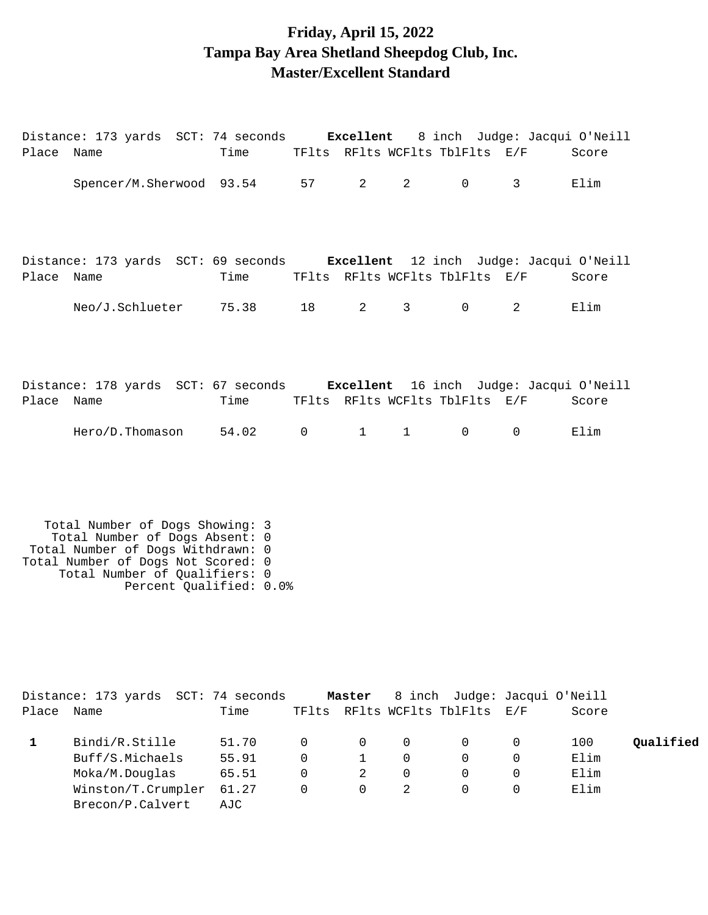# Friday, April 15, 2022
# Tampa Bay Area Shetland Sheepdog Club, Inc.
# Master/Excellent Standard

Distance: 173 yards SCT: 74 seconds **Excellent** 8 inch Judge: Jacqui O'Neill

| Place | Name | Time | TFlts | RFlts | WCFlts | TblFlts | E/F | Score |
|---|---|---|---|---|---|---|---|---|
| | Spencer/M.Sherwood | 93.54 | 57 | 2 | 2 | 0 | 3 | Elim |

Distance: 173 yards SCT: 69 seconds **Excellent** 12 inch Judge: Jacqui O'Neill

| Place | Name | Time | TFlts | RFlts | WCFlts | TblFlts | E/F | Score |
|---|---|---|---|---|---|---|---|---|
| | Neo/J.Schlueter | 75.38 | 18 | 2 | 3 | 0 | 2 | Elim |

Distance: 178 yards SCT: 67 seconds **Excellent** 16 inch Judge: Jacqui O'Neill

| Place | Name | Time | TFlts | RFlts | WCFlts | TblFlts | E/F | Score |
|---|---|---|---|---|---|---|---|---|
| | Hero/D.Thomason | 54.02 | 0 | 1 | 1 | 0 | 0 | Elim |

Total Number of Dogs Showing: 3
Total Number of Dogs Absent: 0
Total Number of Dogs Withdrawn: 0
Total Number of Dogs Not Scored: 0
Total Number of Qualifiers: 0
Percent Qualified: 0.0%

Distance: 173 yards SCT: 74 seconds **Master** 8 inch Judge: Jacqui O'Neill

| Place | Name | Time | TFlts | RFlts | WCFlts | TblFlts | E/F | Score | |
|---|---|---|---|---|---|---|---|---|---|
| **1** | Bindi/R.Stille | 51.70 | 0 | 0 | 0 | 0 | 0 | 100 | **Qualified** |
| | Buff/S.Michaels | 55.91 | 0 | 1 | 0 | 0 | 0 | Elim | |
| | Moka/M.Douglas | 65.51 | 0 | 2 | 0 | 0 | 0 | Elim | |
| | Winston/T.Crumpler | 61.27 | 0 | 0 | 2 | 0 | 0 | Elim | |
| | Brecon/P.Calvert | AJC | | | | | | | |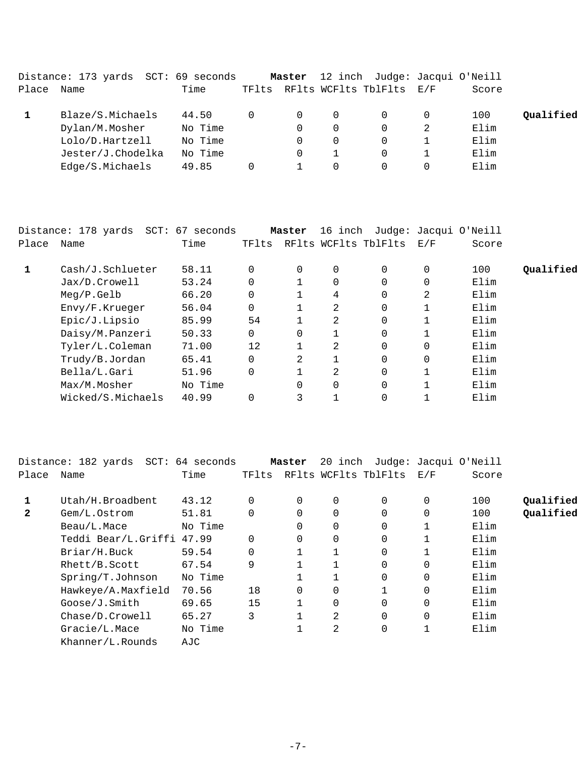Distance: 173 yards  SCT: 69 seconds  **Master**  12 inch  Judge: Jacqui O'Neill

| Place | Name | Time | TFlts | RFlts | WCFlts | TblFlts | E/F | Score | |
|---|---|---|---|---|---|---|---|---|---|
| **1** | Blaze/S.Michaels | 44.50 | 0 | 0 | 0 | 0 | 0 | 100 | **Qualified** |
| | Dylan/M.Mosher | No Time | | 0 | 0 | 0 | 2 | Elim | |
| | Lolo/D.Hartzell | No Time | | 0 | 0 | 0 | 1 | Elim | |
| | Jester/J.Chodelka | No Time | | 0 | 1 | 0 | 1 | Elim | |
| | Edge/S.Michaels | 49.85 | 0 | 1 | 0 | 0 | 0 | Elim | |

Distance: 178 yards  SCT: 67 seconds  **Master**  16 inch  Judge: Jacqui O'Neill

| Place | Name | Time | TFlts | RFlts | WCFlts | TblFlts | E/F | Score | |
|---|---|---|---|---|---|---|---|---|---|
| **1** | Cash/J.Schlueter | 58.11 | 0 | 0 | 0 | 0 | 0 | 100 | **Qualified** |
| | Jax/D.Crowell | 53.24 | 0 | 1 | 0 | 0 | 0 | Elim | |
| | Meg/P.Gelb | 66.20 | 0 | 1 | 4 | 0 | 2 | Elim | |
| | Envy/F.Krueger | 56.04 | 0 | 1 | 2 | 0 | 1 | Elim | |
| | Epic/J.Lipsio | 85.99 | 54 | 1 | 2 | 0 | 1 | Elim | |
| | Daisy/M.Panzeri | 50.33 | 0 | 0 | 1 | 0 | 1 | Elim | |
| | Tyler/L.Coleman | 71.00 | 12 | 1 | 2 | 0 | 0 | Elim | |
| | Trudy/B.Jordan | 65.41 | 0 | 2 | 1 | 0 | 0 | Elim | |
| | Bella/L.Gari | 51.96 | 0 | 1 | 2 | 0 | 1 | Elim | |
| | Max/M.Mosher | No Time | | 0 | 0 | 0 | 1 | Elim | |
| | Wicked/S.Michaels | 40.99 | 0 | 3 | 1 | 0 | 1 | Elim | |

Distance: 182 yards  SCT: 64 seconds  **Master**  20 inch  Judge: Jacqui O'Neill

| Place | Name | Time | TFlts | RFlts | WCFlts | TblFlts | E/F | Score | |
|---|---|---|---|---|---|---|---|---|---|
| **1** | Utah/H.Broadbent | 43.12 | 0 | 0 | 0 | 0 | 0 | 100 | **Qualified** |
| **2** | Gem/L.Ostrom | 51.81 | 0 | 0 | 0 | 0 | 0 | 100 | **Qualified** |
| | Beau/L.Mace | No Time | | 0 | 0 | 0 | 1 | Elim | |
| | Teddi Bear/L.Griffi | 47.99 | 0 | 0 | 0 | 0 | 1 | Elim | |
| | Briar/H.Buck | 59.54 | 0 | 1 | 1 | 0 | 1 | Elim | |
| | Rhett/B.Scott | 67.54 | 9 | 1 | 1 | 0 | 0 | Elim | |
| | Spring/T.Johnson | No Time | | 1 | 1 | 0 | 0 | Elim | |
| | Hawkeye/A.Maxfield | 70.56 | 18 | 0 | 0 | 1 | 0 | Elim | |
| | Goose/J.Smith | 69.65 | 15 | 1 | 0 | 0 | 0 | Elim | |
| | Chase/D.Crowell | 65.27 | 3 | 1 | 2 | 0 | 0 | Elim | |
| | Gracie/L.Mace | No Time | | 1 | 2 | 0 | 1 | Elim | |
| | Khanner/L.Rounds | AJC | | | | | | | |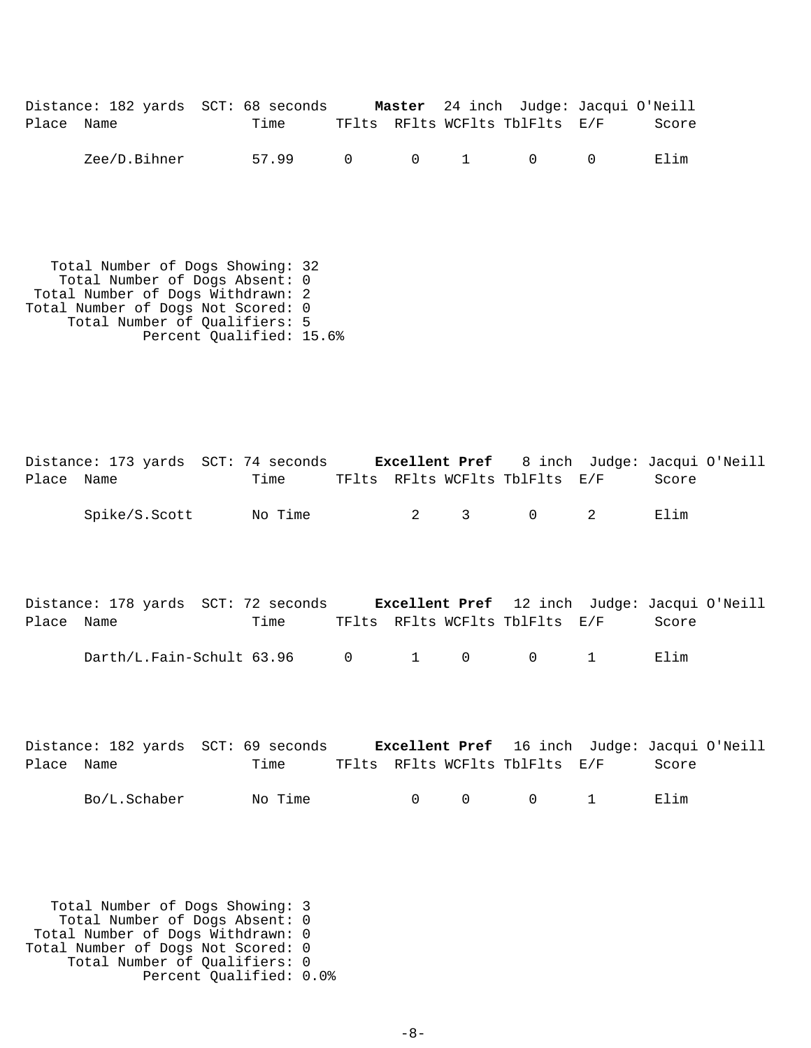Distance: 182 yards SCT: 68 seconds **Master** 24 inch Judge: Jacqui O'Neill

| Place | Name | Time | TFlts | RFlts | WCFlts | TblFlts | E/F | Score |
|---|---|---|---|---|---|---|---|---|
| | Zee/D.Bihner | 57.99 | 0 | 0 | 1 | 0 | 0 | Elim |

Total Number of Dogs Showing: 32
Total Number of Dogs Absent: 0
Total Number of Dogs Withdrawn: 2
Total Number of Dogs Not Scored: 0
Total Number of Qualifiers: 5
Percent Qualified: 15.6%

Distance: 173 yards SCT: 74 seconds **Excellent Pref** 8 inch Judge: Jacqui O'Neill

| Place | Name | Time | TFlts | RFlts | WCFlts | TblFlts | E/F | Score |
|---|---|---|---|---|---|---|---|---|
| | Spike/S.Scott | No Time | | 2 | 3 | 0 | 2 | Elim |

Distance: 178 yards SCT: 72 seconds **Excellent Pref** 12 inch Judge: Jacqui O'Neill

| Place | Name | Time | TFlts | RFlts | WCFlts | TblFlts | E/F | Score |
|---|---|---|---|---|---|---|---|---|
| | Darth/L.Fain-Schult | 63.96 | 0 | 1 | 0 | 0 | 1 | Elim |

Distance: 182 yards SCT: 69 seconds **Excellent Pref** 16 inch Judge: Jacqui O'Neill

| Place | Name | Time | TFlts | RFlts | WCFlts | TblFlts | E/F | Score |
|---|---|---|---|---|---|---|---|---|
| | Bo/L.Schaber | No Time | | 0 | 0 | 0 | 1 | Elim |

Total Number of Dogs Showing: 3
Total Number of Dogs Absent: 0
Total Number of Dogs Withdrawn: 0
Total Number of Dogs Not Scored: 0
Total Number of Qualifiers: 0
Percent Qualified: 0.0%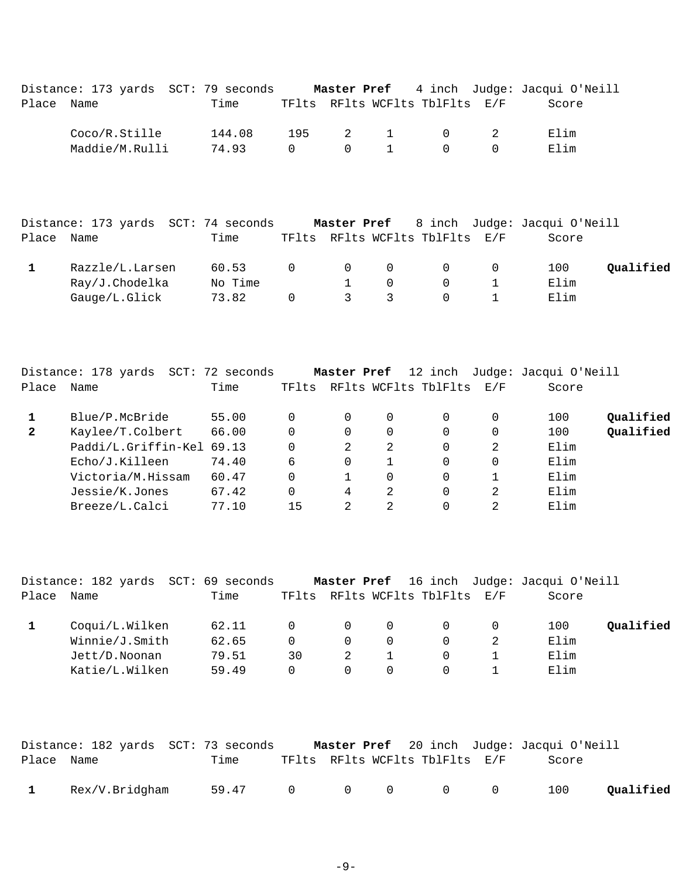Distance: 173 yards  SCT: 79 seconds  **Master Pref**  4 inch  Judge: Jacqui O'Neill

| Place | Name | Time | TFlts | RFlts | WCFlts | TblFlts | E/F | Score | |
|---|---|---|---|---|---|---|---|---|---|
| | Coco/R.Stille | 144.08 | 195 | 2 | 1 | 0 | 2 | Elim | |
| | Maddie/M.Rulli | 74.93 | 0 | 0 | 1 | 0 | 0 | Elim | |

Distance: 173 yards  SCT: 74 seconds  **Master Pref**  8 inch  Judge: Jacqui O'Neill

| Place | Name | Time | TFlts | RFlts | WCFlts | TblFlts | E/F | Score | |
|---|---|---|---|---|---|---|---|---|---|
| **1** | Razzle/L.Larsen | 60.53 | 0 | 0 | 0 | 0 | 0 | 100 | **Qualified** |
| | Ray/J.Chodelka | No Time | | 1 | 0 | 0 | 1 | Elim | |
| | Gauge/L.Glick | 73.82 | 0 | 3 | 3 | 0 | 1 | Elim | |

Distance: 178 yards  SCT: 72 seconds  **Master Pref**  12 inch  Judge: Jacqui O'Neill

| Place | Name | Time | TFlts | RFlts | WCFlts | TblFlts | E/F | Score | |
|---|---|---|---|---|---|---|---|---|---|
| **1** | Blue/P.McBride | 55.00 | 0 | 0 | 0 | 0 | 0 | 100 | **Qualified** |
| **2** | Kaylee/T.Colbert | 66.00 | 0 | 0 | 0 | 0 | 0 | 100 | **Qualified** |
| | Paddi/L.Griffin-Kel | 69.13 | 0 | 2 | 2 | 0 | 2 | Elim | |
| | Echo/J.Killeen | 74.40 | 6 | 0 | 1 | 0 | 0 | Elim | |
| | Victoria/M.Hissam | 60.47 | 0 | 1 | 0 | 0 | 1 | Elim | |
| | Jessie/K.Jones | 67.42 | 0 | 4 | 2 | 0 | 2 | Elim | |
| | Breeze/L.Calci | 77.10 | 15 | 2 | 2 | 0 | 2 | Elim | |

Distance: 182 yards  SCT: 69 seconds  **Master Pref**  16 inch  Judge: Jacqui O'Neill

| Place | Name | Time | TFlts | RFlts | WCFlts | TblFlts | E/F | Score | |
|---|---|---|---|---|---|---|---|---|---|
| **1** | Coqui/L.Wilken | 62.11 | 0 | 0 | 0 | 0 | 0 | 100 | **Qualified** |
| | Winnie/J.Smith | 62.65 | 0 | 0 | 0 | 0 | 2 | Elim | |
| | Jett/D.Noonan | 79.51 | 30 | 2 | 1 | 0 | 1 | Elim | |
| | Katie/L.Wilken | 59.49 | 0 | 0 | 0 | 0 | 1 | Elim | |

Distance: 182 yards  SCT: 73 seconds  **Master Pref**  20 inch  Judge: Jacqui O'Neill

| Place | Name | Time | TFlts | RFlts | WCFlts | TblFlts | E/F | Score | |
|---|---|---|---|---|---|---|---|---|---|
| **1** | Rex/V.Bridgham | 59.47 | 0 | 0 | 0 | 0 | 0 | 100 | **Qualified** |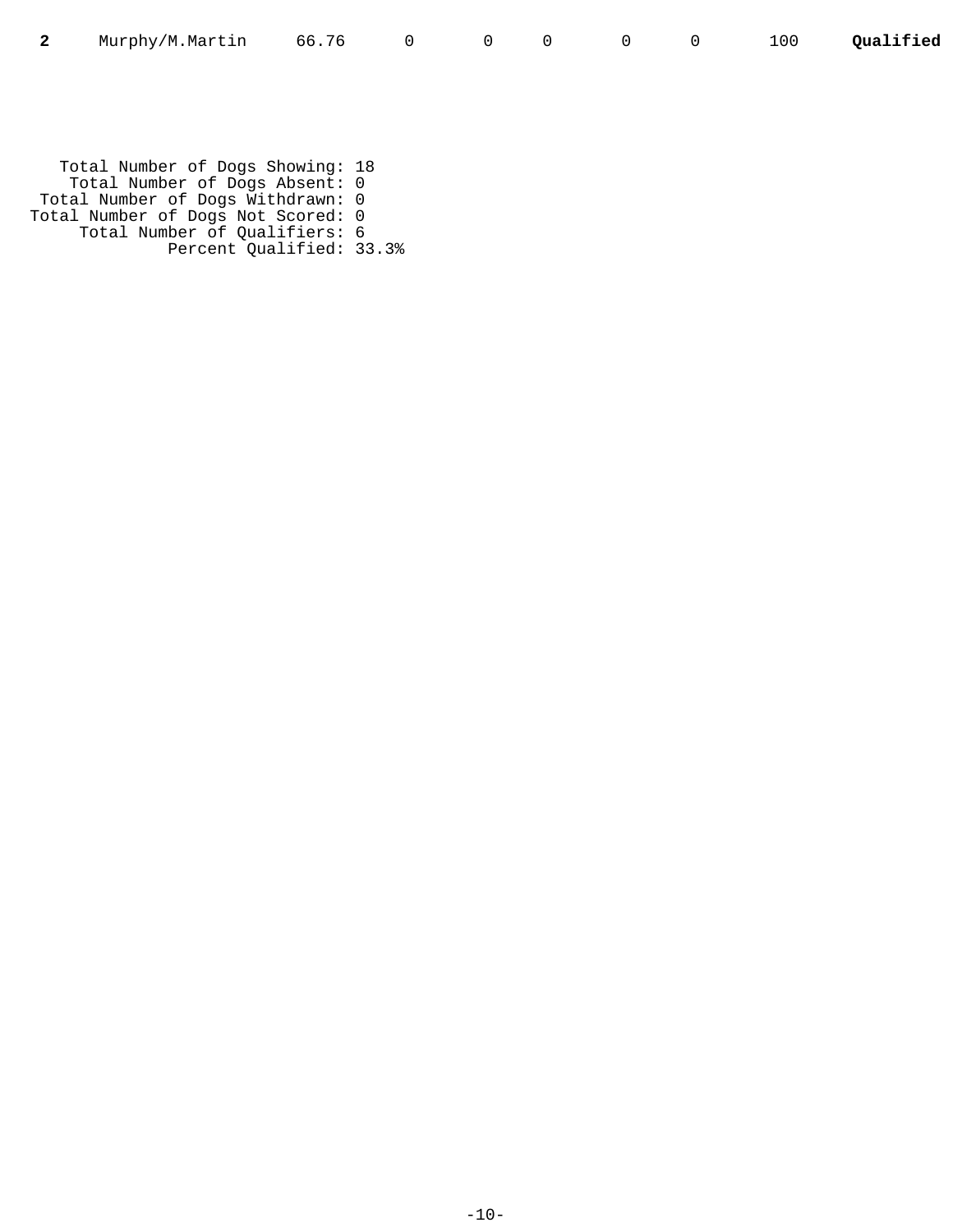| **2** | Murphy/M.Martin | 66.76 | 0 | 0 | 0 | 0 | 0 | 100 | **Qualified** |
|---|---|---|---|---|---|---|---|---|---|

Total Number of Dogs Showing: 18
Total Number of Dogs Absent: 0
Total Number of Dogs Withdrawn: 0
Total Number of Dogs Not Scored: 0
Total Number of Qualifiers: 6
Percent Qualified: 33.3%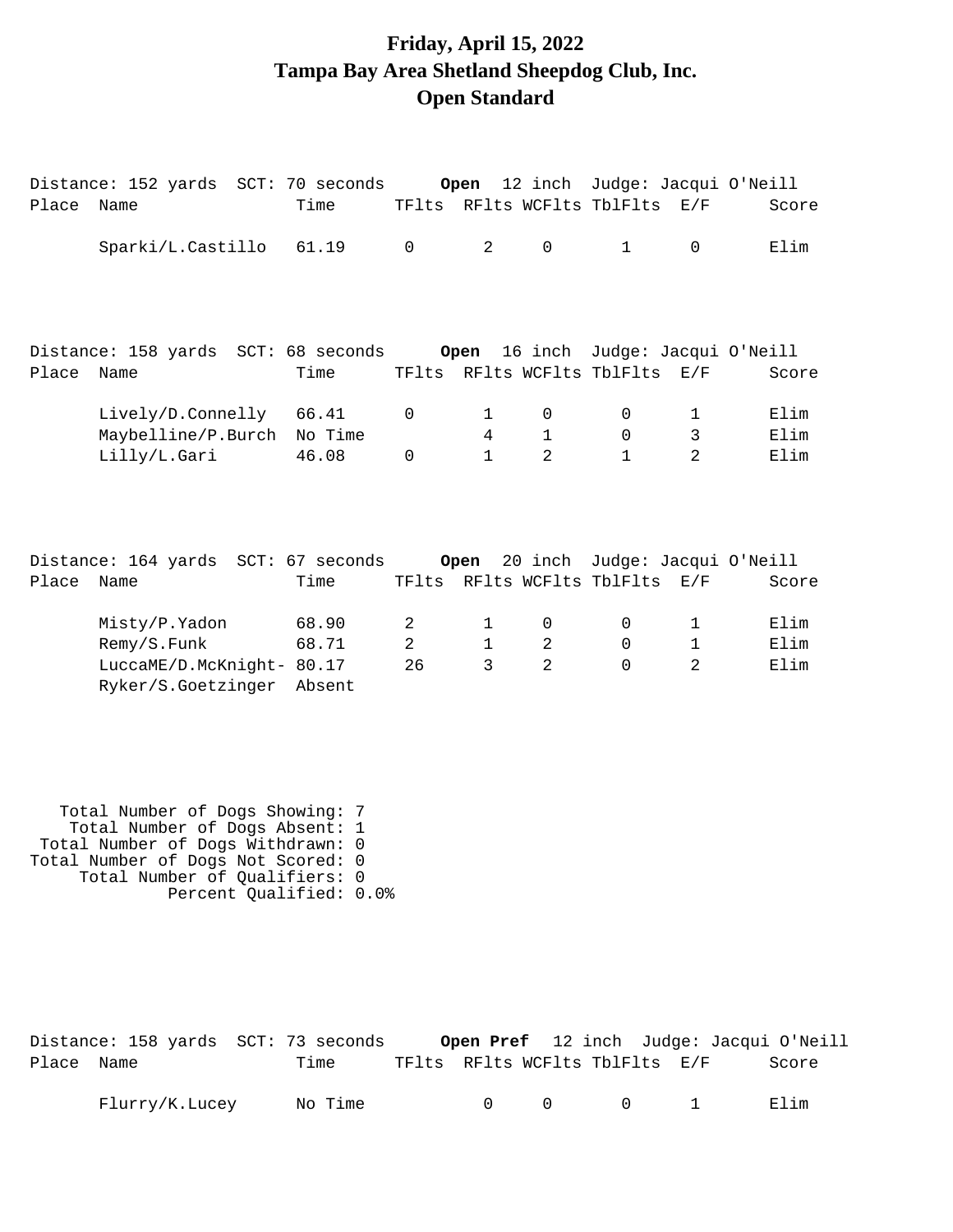# Friday, April 15, 2022
# Tampa Bay Area Shetland Sheepdog Club, Inc.
# Open Standard

Distance: 152 yards SCT: 70 seconds **Open** 12 inch Judge: Jacqui O'Neill

| Place | Name | Time | TFlts | RFlts | WCFlts | TblFlts | E/F | Score |
|---|---|---|---|---|---|---|---|---|
| | Sparki/L.Castillo | 61.19 | 0 | 2 | 0 | 1 | 0 | Elim |

Distance: 158 yards SCT: 68 seconds **Open** 16 inch Judge: Jacqui O'Neill

| Place | Name | Time | TFlts | RFlts | WCFlts | TblFlts | E/F | Score |
|---|---|---|---|---|---|---|---|---|
| | Lively/D.Connelly | 66.41 | 0 | 1 | 0 | 0 | 1 | Elim |
| | Maybelline/P.Burch | No Time | | 4 | 1 | 0 | 3 | Elim |
| | Lilly/L.Gari | 46.08 | 0 | 1 | 2 | 1 | 2 | Elim |

Distance: 164 yards SCT: 67 seconds **Open** 20 inch Judge: Jacqui O'Neill

| Place | Name | Time | TFlts | RFlts | WCFlts | TblFlts | E/F | Score |
|---|---|---|---|---|---|---|---|---|
| | Misty/P.Yadon | 68.90 | 2 | 1 | 0 | 0 | 1 | Elim |
| | Remy/S.Funk | 68.71 | 2 | 1 | 2 | 0 | 1 | Elim |
| | LuccaME/D.McKnight- | 80.17 | 26 | 3 | 2 | 0 | 2 | Elim |
| | Ryker/S.Goetzinger | Absent | | | | | | |

Total Number of Dogs Showing: 7
Total Number of Dogs Absent: 1
Total Number of Dogs Withdrawn: 0
Total Number of Dogs Not Scored: 0
Total Number of Qualifiers: 0
Percent Qualified: 0.0%

Distance: 158 yards SCT: 73 seconds **Open Pref** 12 inch Judge: Jacqui O'Neill

| Place | Name | Time | TFlts | RFlts | WCFlts | TblFlts | E/F | Score |
|---|---|---|---|---|---|---|---|---|
| | Flurry/K.Lucey | No Time | | 0 | 0 | 0 | 1 | Elim |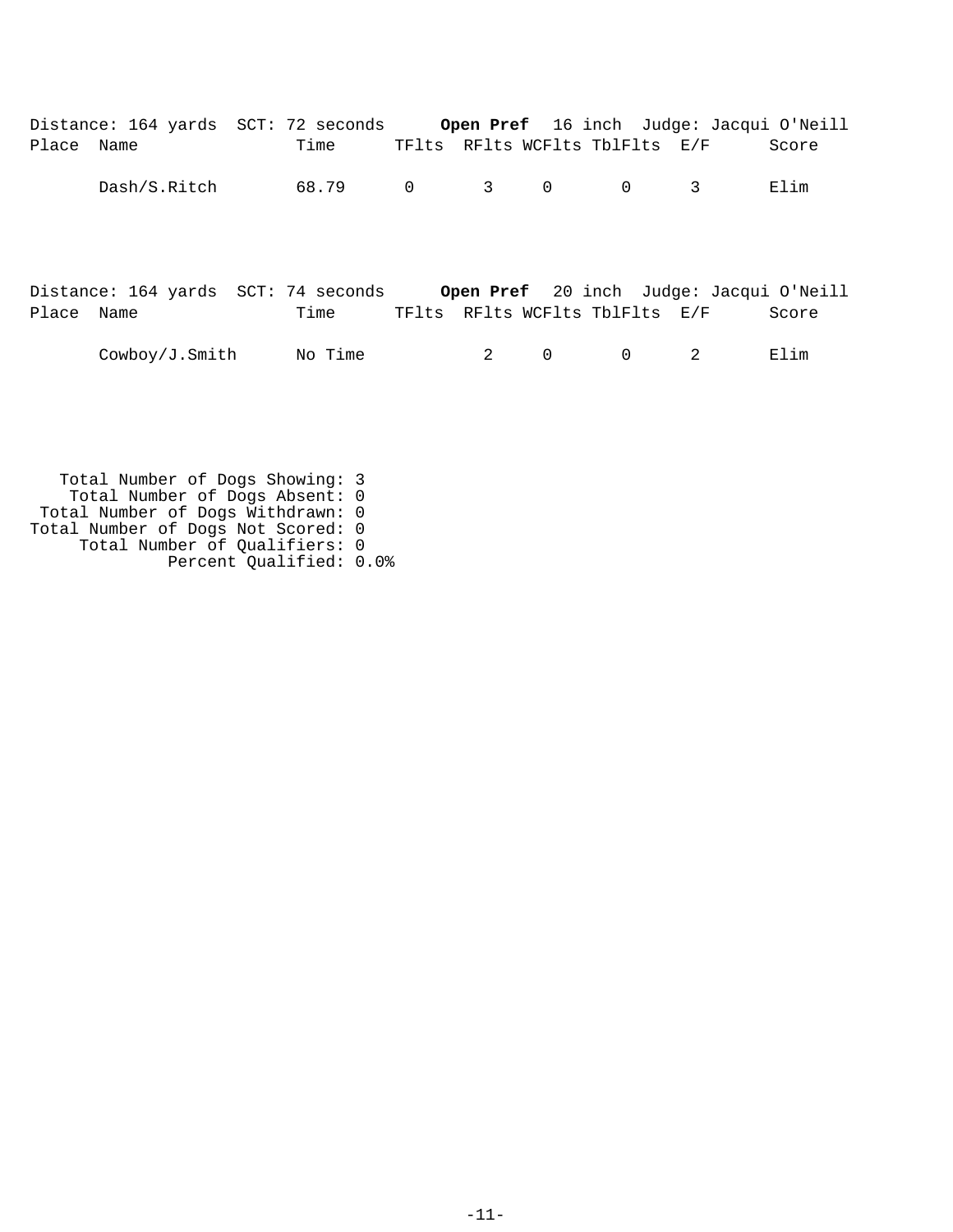Distance: 164 yards SCT: 72 seconds **Open Pref** 16 inch Judge: Jacqui O'Neill

| Place | Name | Time | TFlts | RFlts | WCFlts | TblFlts | E/F | Score |
|---|---|---|---|---|---|---|---|---|
| | Dash/S.Ritch | 68.79 | 0 | 3 | 0 | 0 | 3 | Elim |

Distance: 164 yards SCT: 74 seconds **Open Pref** 20 inch Judge: Jacqui O'Neill

| Place | Name | Time | TFlts | RFlts | WCFlts | TblFlts | E/F | Score |
|---|---|---|---|---|---|---|---|---|
| | Cowboy/J.Smith | No Time | | 2 | 0 | 0 | 2 | Elim |

Total Number of Dogs Showing: 3
Total Number of Dogs Absent: 0
Total Number of Dogs Withdrawn: 0
Total Number of Dogs Not Scored: 0
Total Number of Qualifiers: 0
Percent Qualified: 0.0%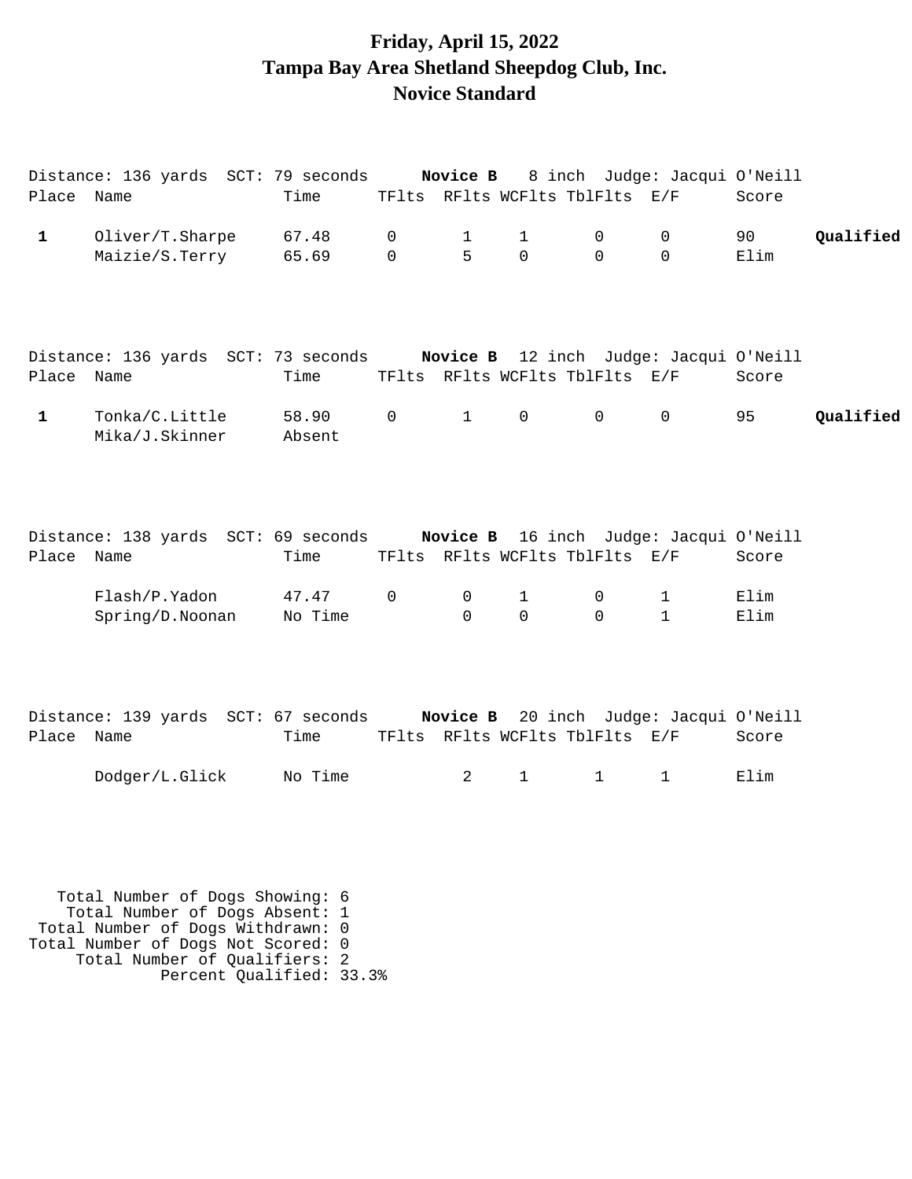# Friday, April 15, 2022
# Tampa Bay Area Shetland Sheepdog Club, Inc.
# Novice Standard

Distance: 136 yards SCT: 79 seconds **Novice B** 8 inch Judge: Jacqui O'Neill

| Place | Name | Time | TFlts | RFlts | WCFlts | TblFlts | E/F | Score | |
|---|---|---|---|---|---|---|---|---|---|
| **1** | Oliver/T.Sharpe | 67.48 | 0 | 1 | 1 | 0 | 0 | 90 | **Qualified** |
| | Maizie/S.Terry | 65.69 | 0 | 5 | 0 | 0 | 0 | Elim | |

Distance: 136 yards SCT: 73 seconds **Novice B** 12 inch Judge: Jacqui O'Neill

| Place | Name | Time | TFlts | RFlts | WCFlts | TblFlts | E/F | Score | |
|---|---|---|---|---|---|---|---|---|---|
| **1** | Tonka/C.Little | 58.90 | 0 | 1 | 0 | 0 | 0 | 95 | **Qualified** |
| | Mika/J.Skinner | Absent | | | | | | | |

Distance: 138 yards SCT: 69 seconds **Novice B** 16 inch Judge: Jacqui O'Neill

| Place | Name | Time | TFlts | RFlts | WCFlts | TblFlts | E/F | Score |
|---|---|---|---|---|---|---|---|---|
| | Flash/P.Yadon | 47.47 | 0 | 0 | 1 | 0 | 1 | Elim |
| | Spring/D.Noonan | No Time | | 0 | 0 | 0 | 1 | Elim |

Distance: 139 yards SCT: 67 seconds **Novice B** 20 inch Judge: Jacqui O'Neill

| Place | Name | Time | TFlts | RFlts | WCFlts | TblFlts | E/F | Score |
|---|---|---|---|---|---|---|---|---|
| | Dodger/L.Glick | No Time | | 2 | 1 | 1 | 1 | Elim |

Total Number of Dogs Showing: 6
Total Number of Dogs Absent: 1
Total Number of Dogs Withdrawn: 0
Total Number of Dogs Not Scored: 0
Total Number of Qualifiers: 2
Percent Qualified: 33.3%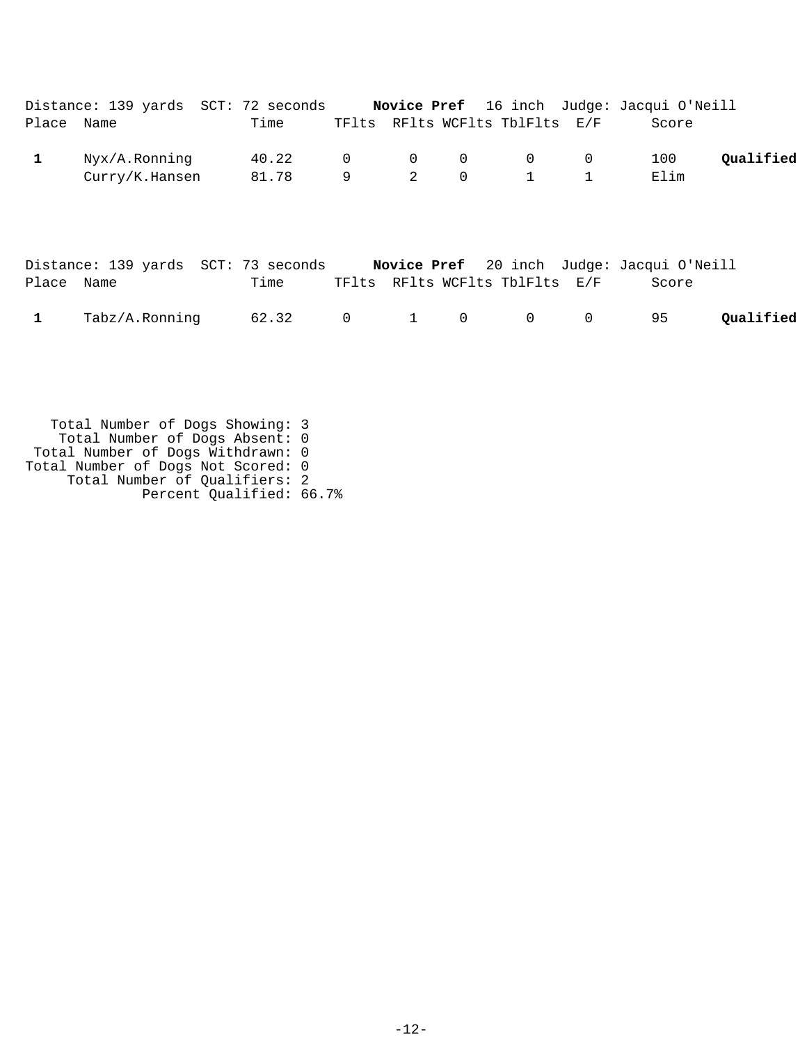Distance: 139 yards SCT: 72 seconds **Novice Pref** 16 inch Judge: Jacqui O'Neill

| Place | Name | Time | TFlts | RFlts | WCFlts | TblFlts | E/F | Score | |
|---|---|---|---|---|---|---|---|---|---|
| **1** | Nyx/A.Ronning | 40.22 | 0 | 0 | 0 | 0 | 0 | 100 | **Qualified** |
| | Curry/K.Hansen | 81.78 | 9 | 2 | 0 | 1 | 1 | Elim | |

Distance: 139 yards SCT: 73 seconds **Novice Pref** 20 inch Judge: Jacqui O'Neill

| Place | Name | Time | TFlts | RFlts | WCFlts | TblFlts | E/F | Score | |
|---|---|---|---|---|---|---|---|---|---|
| **1** | Tabz/A.Ronning | 62.32 | 0 | 1 | 0 | 0 | 0 | 95 | **Qualified** |

Total Number of Dogs Showing: 3
Total Number of Dogs Absent: 0
Total Number of Dogs Withdrawn: 0
Total Number of Dogs Not Scored: 0
Total Number of Qualifiers: 2
Percent Qualified: 66.7%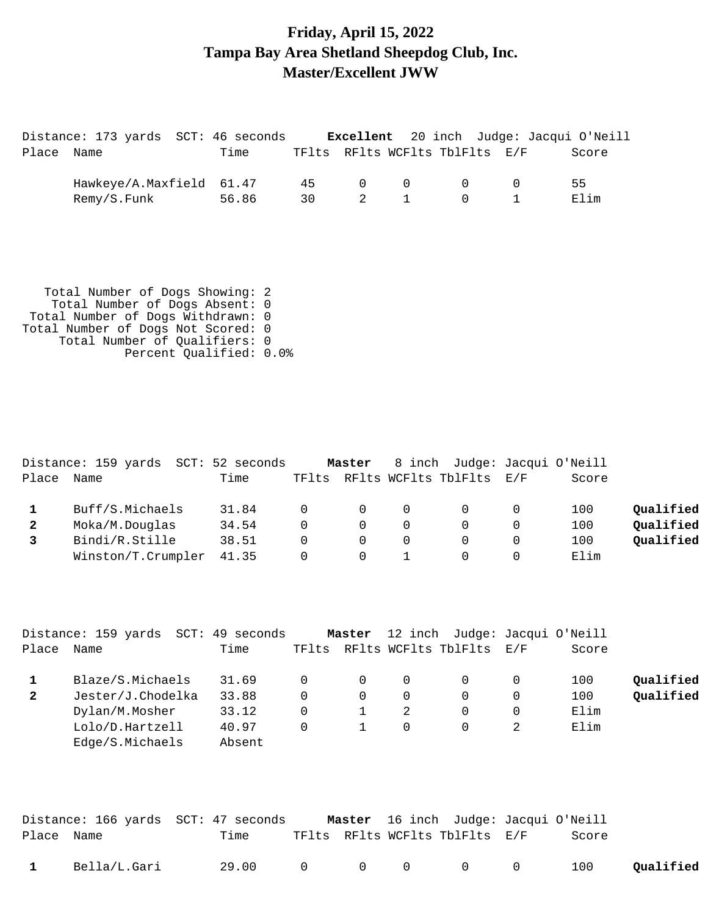# Friday, April 15, 2022
# Tampa Bay Area Shetland Sheepdog Club, Inc.
# Master/Excellent JWW

Distance: 173 yards SCT: 46 seconds **Excellent** 20 inch Judge: Jacqui O'Neill

| Place | Name | Time | TFlts | RFlts | WCFlts | TblFlts | E/F | Score | |
|---|---|---|---|---|---|---|---|---|---|
| | Hawkeye/A.Maxfield | 61.47 | 45 | 0 | 0 | 0 | 0 | 55 | |
| | Remy/S.Funk | 56.86 | 30 | 2 | 1 | 0 | 1 | Elim | |

Total Number of Dogs Showing: 2
Total Number of Dogs Absent: 0
Total Number of Dogs Withdrawn: 0
Total Number of Dogs Not Scored: 0
Total Number of Qualifiers: 0
Percent Qualified: 0.0%

Distance: 159 yards SCT: 52 seconds **Master** 8 inch Judge: Jacqui O'Neill

| Place | Name | Time | TFlts | RFlts | WCFlts | TblFlts | E/F | Score | |
|---|---|---|---|---|---|---|---|---|---|
| **1** | Buff/S.Michaels | 31.84 | 0 | 0 | 0 | 0 | 0 | 100 | **Qualified** |
| **2** | Moka/M.Douglas | 34.54 | 0 | 0 | 0 | 0 | 0 | 100 | **Qualified** |
| **3** | Bindi/R.Stille | 38.51 | 0 | 0 | 0 | 0 | 0 | 100 | **Qualified** |
| | Winston/T.Crumpler | 41.35 | 0 | 0 | 1 | 0 | 0 | Elim | |

Distance: 159 yards SCT: 49 seconds **Master** 12 inch Judge: Jacqui O'Neill

| Place | Name | Time | TFlts | RFlts | WCFlts | TblFlts | E/F | Score | |
|---|---|---|---|---|---|---|---|---|---|
| **1** | Blaze/S.Michaels | 31.69 | 0 | 0 | 0 | 0 | 0 | 100 | **Qualified** |
| **2** | Jester/J.Chodelka | 33.88 | 0 | 0 | 0 | 0 | 0 | 100 | **Qualified** |
| | Dylan/M.Mosher | 33.12 | 0 | 1 | 2 | 0 | 0 | Elim | |
| | Lolo/D.Hartzell | 40.97 | 0 | 1 | 0 | 0 | 2 | Elim | |
| | Edge/S.Michaels | Absent | | | | | | | |

Distance: 166 yards SCT: 47 seconds **Master** 16 inch Judge: Jacqui O'Neill

| Place | Name | Time | TFlts | RFlts | WCFlts | TblFlts | E/F | Score | |
|---|---|---|---|---|---|---|---|---|---|
| **1** | Bella/L.Gari | 29.00 | 0 | 0 | 0 | 0 | 0 | 100 | **Qualified** |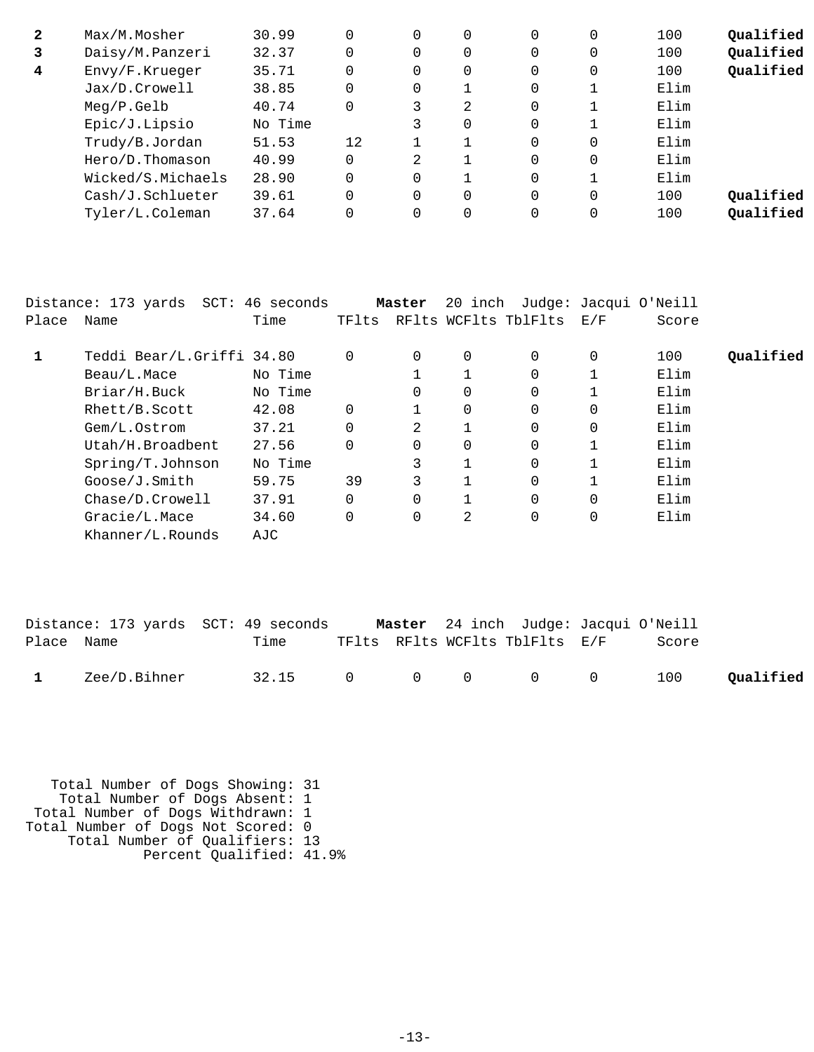| Place | Name | Time | TFlts | RFlts | WCFlts | TblFlts | E/F | Score | |
|---|---|---|---|---|---|---|---|---|---|
| **2** | Max/M.Mosher | 30.99 | 0 | 0 | 0 | 0 | 0 | 100 | **Qualified** |
| **3** | Daisy/M.Panzeri | 32.37 | 0 | 0 | 0 | 0 | 0 | 100 | **Qualified** |
| **4** | Envy/F.Krueger | 35.71 | 0 | 0 | 0 | 0 | 0 | 100 | **Qualified** |
| | Jax/D.Crowell | 38.85 | 0 | 0 | 1 | 0 | 1 | Elim | |
| | Meg/P.Gelb | 40.74 | 0 | 3 | 2 | 0 | 1 | Elim | |
| | Epic/J.Lipsio | No Time | | 3 | 0 | 0 | 1 | Elim | |
| | Trudy/B.Jordan | 51.53 | 12 | 1 | 1 | 0 | 0 | Elim | |
| | Hero/D.Thomason | 40.99 | 0 | 2 | 1 | 0 | 0 | Elim | |
| | Wicked/S.Michaels | 28.90 | 0 | 0 | 1 | 0 | 1 | Elim | |
| | Cash/J.Schlueter | 39.61 | 0 | 0 | 0 | 0 | 0 | 100 | **Qualified** |
| | Tyler/L.Coleman | 37.64 | 0 | 0 | 0 | 0 | 0 | 100 | **Qualified** |

Distance: 173 yards SCT: 46 seconds **Master** 20 inch Judge: Jacqui O'Neill

| Place | Name | Time | TFlts | RFlts | WCFlts | TblFlts | E/F | Score | |
|---|---|---|---|---|---|---|---|---|---|
| **1** | Teddi Bear/L.Griffi | 34.80 | 0 | 0 | 0 | 0 | 0 | 100 | **Qualified** |
| | Beau/L.Mace | No Time | | 1 | 1 | 0 | 1 | Elim | |
| | Briar/H.Buck | No Time | | 0 | 0 | 0 | 1 | Elim | |
| | Rhett/B.Scott | 42.08 | 0 | 1 | 0 | 0 | 0 | Elim | |
| | Gem/L.Ostrom | 37.21 | 0 | 2 | 1 | 0 | 0 | Elim | |
| | Utah/H.Broadbent | 27.56 | 0 | 0 | 0 | 0 | 1 | Elim | |
| | Spring/T.Johnson | No Time | | 3 | 1 | 0 | 1 | Elim | |
| | Goose/J.Smith | 59.75 | 39 | 3 | 1 | 0 | 1 | Elim | |
| | Chase/D.Crowell | 37.91 | 0 | 0 | 1 | 0 | 0 | Elim | |
| | Gracie/L.Mace | 34.60 | 0 | 0 | 2 | 0 | 0 | Elim | |
| | Khanner/L.Rounds | AJC | | | | | | | |

Distance: 173 yards SCT: 49 seconds **Master** 24 inch Judge: Jacqui O'Neill

| Place | Name | Time | TFlts | RFlts | WCFlts | TblFlts | E/F | Score | |
|---|---|---|---|---|---|---|---|---|---|
| **1** | Zee/D.Bihner | 32.15 | 0 | 0 | 0 | 0 | 0 | 100 | **Qualified** |

Total Number of Dogs Showing: 31
Total Number of Dogs Absent: 1
Total Number of Dogs Withdrawn: 1
Total Number of Dogs Not Scored: 0
Total Number of Qualifiers: 13
Percent Qualified: 41.9%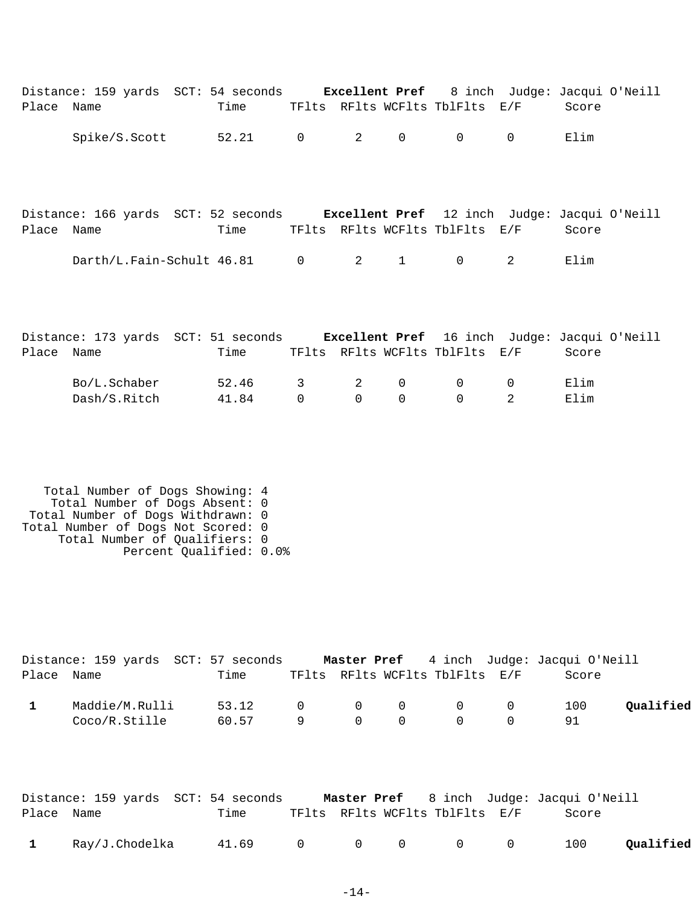Distance: 159 yards  SCT: 54 seconds  **Excellent Pref**  8 inch  Judge: Jacqui O'Neill

| Place | Name | Time | TFlts | RFlts | WCFlts | TblFlts | E/F | Score | |
|---|---|---|---|---|---|---|---|---|---|
| | Spike/S.Scott | 52.21 | 0 | 2 | 0 | 0 | 0 | Elim | |

Distance: 166 yards  SCT: 52 seconds  **Excellent Pref**  12 inch  Judge: Jacqui O'Neill

| Place | Name | Time | TFlts | RFlts | WCFlts | TblFlts | E/F | Score | |
|---|---|---|---|---|---|---|---|---|---|
| | Darth/L.Fain-Schult | 46.81 | 0 | 2 | 1 | 0 | 2 | Elim | |

Distance: 173 yards  SCT: 51 seconds  **Excellent Pref**  16 inch  Judge: Jacqui O'Neill

| Place | Name | Time | TFlts | RFlts | WCFlts | TblFlts | E/F | Score | |
|---|---|---|---|---|---|---|---|---|---|
| | Bo/L.Schaber | 52.46 | 3 | 2 | 0 | 0 | 0 | Elim | |
| | Dash/S.Ritch | 41.84 | 0 | 0 | 0 | 0 | 2 | Elim | |

Total Number of Dogs Showing: 4
Total Number of Dogs Absent: 0
Total Number of Dogs Withdrawn: 0
Total Number of Dogs Not Scored: 0
Total Number of Qualifiers: 0
Percent Qualified: 0.0%

Distance: 159 yards  SCT: 57 seconds  **Master Pref**  4 inch  Judge: Jacqui O'Neill

| Place | Name | Time | TFlts | RFlts | WCFlts | TblFlts | E/F | Score | |
|---|---|---|---|---|---|---|---|---|---|
| 1 | Maddie/M.Rulli | 53.12 | 0 | 0 | 0 | 0 | 0 | 100 | **Qualified** |
| | Coco/R.Stille | 60.57 | 9 | 0 | 0 | 0 | 0 | 91 | |

Distance: 159 yards  SCT: 54 seconds  **Master Pref**  8 inch  Judge: Jacqui O'Neill

| Place | Name | Time | TFlts | RFlts | WCFlts | TblFlts | E/F | Score | |
|---|---|---|---|---|---|---|---|---|---|
| 1 | Ray/J.Chodelka | 41.69 | 0 | 0 | 0 | 0 | 0 | 100 | **Qualified** |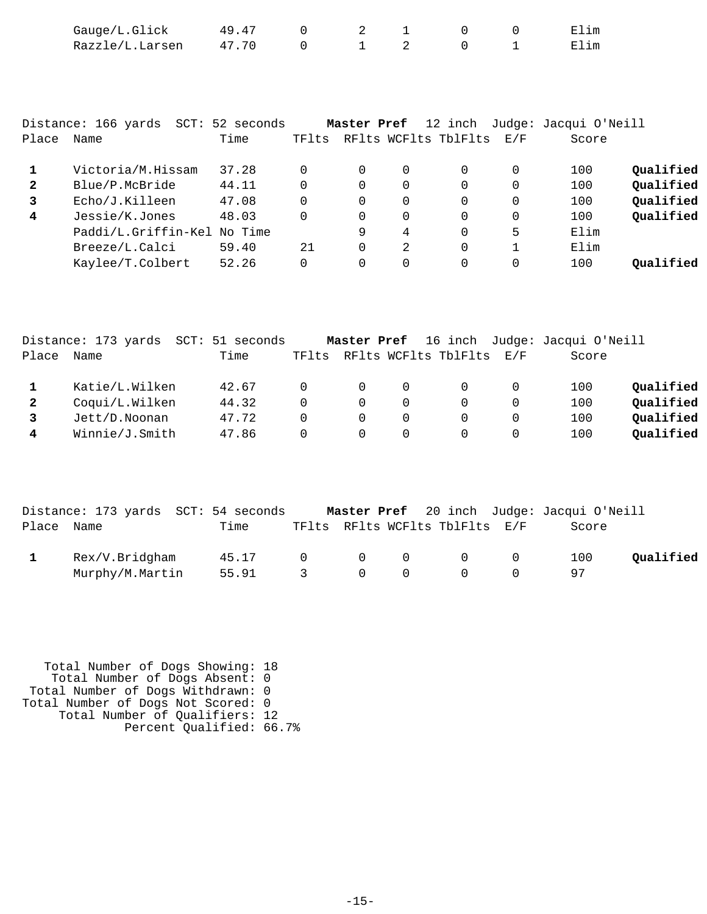| Place | Name | Time | TFlts | RFlts | WCFlts | TblFlts | E/F | Score | |
|---|---|---|---|---|---|---|---|---|---|
| | Gauge/L.Glick | 49.47 | 0 | 2 | 1 | 0 | 0 | Elim | |
| | Razzle/L.Larsen | 47.70 | 0 | 1 | 2 | 0 | 1 | Elim | |

Distance: 166 yards SCT: 52 seconds **Master Pref** 12 inch Judge: Jacqui O'Neill

| Place | Name | Time | TFlts | RFlts | WCFlts | TblFlts | E/F | Score | |
|---|---|---|---|---|---|---|---|---|---|
| **1** | Victoria/M.Hissam | 37.28 | 0 | 0 | 0 | 0 | 0 | 100 | **Qualified** |
| **2** | Blue/P.McBride | 44.11 | 0 | 0 | 0 | 0 | 0 | 100 | **Qualified** |
| **3** | Echo/J.Killeen | 47.08 | 0 | 0 | 0 | 0 | 0 | 100 | **Qualified** |
| **4** | Jessie/K.Jones | 48.03 | 0 | 0 | 0 | 0 | 0 | 100 | **Qualified** |
| | Paddi/L.Griffin-Kel | No Time | | 9 | 4 | 0 | 5 | Elim | |
| | Breeze/L.Calci | 59.40 | 21 | 0 | 2 | 0 | 1 | Elim | |
| | Kaylee/T.Colbert | 52.26 | 0 | 0 | 0 | 0 | 0 | 100 | **Qualified** |

Distance: 173 yards SCT: 51 seconds **Master Pref** 16 inch Judge: Jacqui O'Neill

| Place | Name | Time | TFlts | RFlts | WCFlts | TblFlts | E/F | Score | |
|---|---|---|---|---|---|---|---|---|---|
| **1** | Katie/L.Wilken | 42.67 | 0 | 0 | 0 | 0 | 0 | 100 | **Qualified** |
| **2** | Coqui/L.Wilken | 44.32 | 0 | 0 | 0 | 0 | 0 | 100 | **Qualified** |
| **3** | Jett/D.Noonan | 47.72 | 0 | 0 | 0 | 0 | 0 | 100 | **Qualified** |
| **4** | Winnie/J.Smith | 47.86 | 0 | 0 | 0 | 0 | 0 | 100 | **Qualified** |

Distance: 173 yards SCT: 54 seconds **Master Pref** 20 inch Judge: Jacqui O'Neill

| Place | Name | Time | TFlts | RFlts | WCFlts | TblFlts | E/F | Score | |
|---|---|---|---|---|---|---|---|---|---|
| **1** | Rex/V.Bridgham | 45.17 | 0 | 0 | 0 | 0 | 0 | 100 | **Qualified** |
| | Murphy/M.Martin | 55.91 | 3 | 0 | 0 | 0 | 0 | 97 | |

Total Number of Dogs Showing: 18
Total Number of Dogs Absent: 0
Total Number of Dogs Withdrawn: 0
Total Number of Dogs Not Scored: 0
Total Number of Qualifiers: 12
Percent Qualified: 66.7%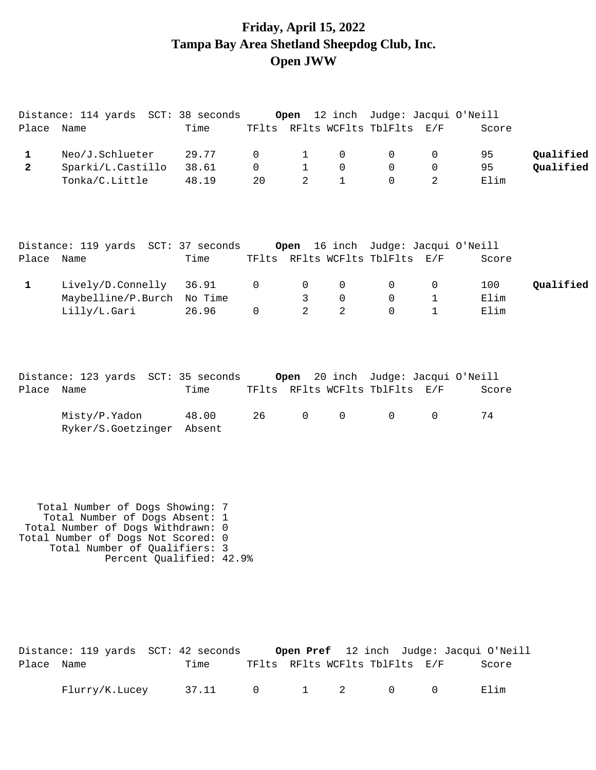# Friday, April 15, 2022
# Tampa Bay Area Shetland Sheepdog Club, Inc.
# Open JWW

Distance: 114 yards SCT: 38 seconds **Open** 12 inch Judge: Jacqui O'Neill

| Place | Name | Time | TFlts | RFlts | WCFlts | TblFlts | E/F | Score | |
|---|---|---|---|---|---|---|---|---|---|
| **1** | Neo/J.Schlueter | 29.77 | 0 | 1 | 0 | 0 | 0 | 95 | **Qualified** |
| **2** | Sparki/L.Castillo | 38.61 | 0 | 1 | 0 | 0 | 0 | 95 | **Qualified** |
| | Tonka/C.Little | 48.19 | 20 | 2 | 1 | 0 | 2 | Elim | |

Distance: 119 yards SCT: 37 seconds **Open** 16 inch Judge: Jacqui O'Neill

| Place | Name | Time | TFlts | RFlts | WCFlts | TblFlts | E/F | Score | |
|---|---|---|---|---|---|---|---|---|---|
| **1** | Lively/D.Connelly | 36.91 | 0 | 0 | 0 | 0 | 0 | 100 | **Qualified** |
| | Maybelline/P.Burch | No Time | | 3 | 0 | 0 | 1 | Elim | |
| | Lilly/L.Gari | 26.96 | 0 | 2 | 2 | 0 | 1 | Elim | |

Distance: 123 yards SCT: 35 seconds **Open** 20 inch Judge: Jacqui O'Neill

| Place | Name | Time | TFlts | RFlts | WCFlts | TblFlts | E/F | Score |
|---|---|---|---|---|---|---|---|---|
| | Misty/P.Yadon | 48.00 | 26 | 0 | 0 | 0 | 0 | 74 |
| | Ryker/S.Goetzinger | Absent | | | | | | |

Total Number of Dogs Showing: 7
Total Number of Dogs Absent: 1
Total Number of Dogs Withdrawn: 0
Total Number of Dogs Not Scored: 0
Total Number of Qualifiers: 3
Percent Qualified: 42.9%

Distance: 119 yards SCT: 42 seconds **Open Pref** 12 inch Judge: Jacqui O'Neill

| Place | Name | Time | TFlts | RFlts | WCFlts | TblFlts | E/F | Score |
|---|---|---|---|---|---|---|---|---|
| | Flurry/K.Lucey | 37.11 | 0 | 1 | 2 | 0 | 0 | Elim |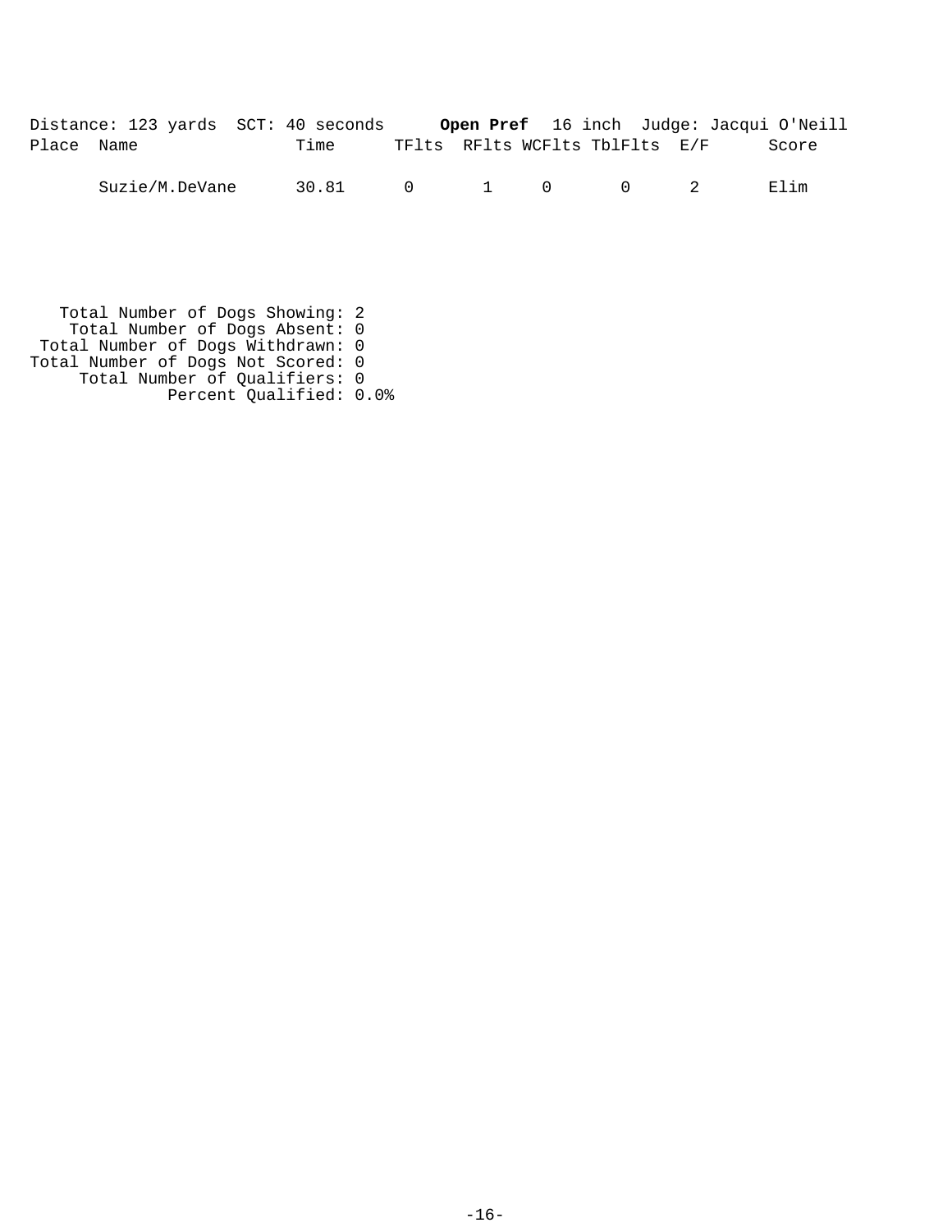Distance: 123 yards SCT: 40 seconds **Open Pref** 16 inch Judge: Jacqui O'Neill

| Place | Name | Time | TFlts | RFlts | WCFlts | TblFlts | E/F | Score |
|---|---|---|---|---|---|---|---|---|
| | Suzie/M.DeVane | 30.81 | 0 | 1 | 0 | 0 | 2 | Elim |

Total Number of Dogs Showing: 2
Total Number of Dogs Absent: 0
Total Number of Dogs Withdrawn: 0
Total Number of Dogs Not Scored: 0
Total Number of Qualifiers: 0
Percent Qualified: 0.0%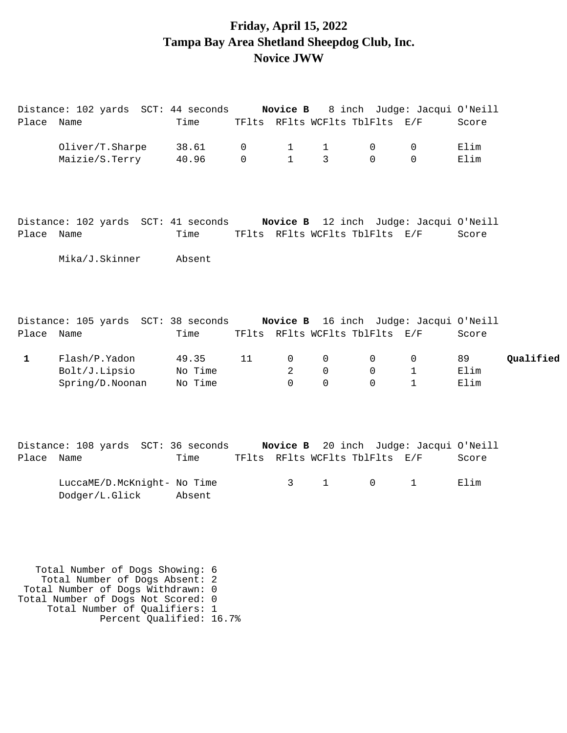# Friday, April 15, 2022
# Tampa Bay Area Shetland Sheepdog Club, Inc.
# Novice JWW

Distance: 102 yards SCT: 44 seconds **Novice B** 8 inch Judge: Jacqui O'Neill

| Place | Name | Time | TFlts | RFlts | WCFlts | TblFlts | E/F | Score | |
|---|---|---|---|---|---|---|---|---|---|
| | Oliver/T.Sharpe | 38.61 | 0 | 1 | 1 | 0 | 0 | Elim | |
| | Maizie/S.Terry | 40.96 | 0 | 1 | 3 | 0 | 0 | Elim | |

Distance: 102 yards SCT: 41 seconds **Novice B** 12 inch Judge: Jacqui O'Neill

| Place | Name | Time | TFlts | RFlts | WCFlts | TblFlts | E/F | Score | |
|---|---|---|---|---|---|---|---|---|---|
| | Mika/J.Skinner | Absent | | | | | | | |

Distance: 105 yards SCT: 38 seconds **Novice B** 16 inch Judge: Jacqui O'Neill

| Place | Name | Time | TFlts | RFlts | WCFlts | TblFlts | E/F | Score | |
|---|---|---|---|---|---|---|---|---|---|
| **1** | Flash/P.Yadon | 49.35 | 11 | 0 | 0 | 0 | 0 | 89 | **Qualified** |
| | Bolt/J.Lipsio | No Time | | 2 | 0 | 0 | 1 | Elim | |
| | Spring/D.Noonan | No Time | | 0 | 0 | 0 | 1 | Elim | |

Distance: 108 yards SCT: 36 seconds **Novice B** 20 inch Judge: Jacqui O'Neill

| Place | Name | Time | TFlts | RFlts | WCFlts | TblFlts | E/F | Score | |
|---|---|---|---|---|---|---|---|---|---|
| | LuccaME/D.McKnight- | No Time | | 3 | 1 | 0 | 1 | Elim | |
| | Dodger/L.Glick | Absent | | | | | | | |

Total Number of Dogs Showing: 6
Total Number of Dogs Absent: 2
Total Number of Dogs Withdrawn: 0
Total Number of Dogs Not Scored: 0
Total Number of Qualifiers: 1
Percent Qualified: 16.7%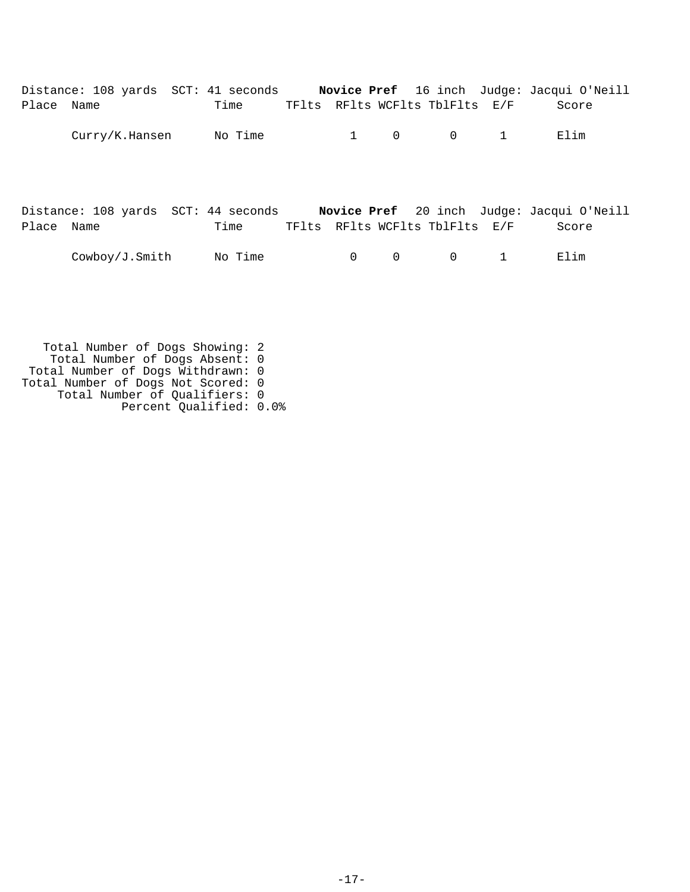Distance: 108 yards  SCT: 41 seconds  **Novice Pref**  16 inch  Judge: Jacqui O'Neill

| Place | Name | Time | TFlts | RFlts | WCFlts | TblFlts | E/F | Score |
|---|---|---|---|---|---|---|---|---|
| | Curry/K.Hansen | No Time | | 1 | 0 | 0 | 1 | Elim |

Distance: 108 yards  SCT: 44 seconds  **Novice Pref**  20 inch  Judge: Jacqui O'Neill

| Place | Name | Time | TFlts | RFlts | WCFlts | TblFlts | E/F | Score |
|---|---|---|---|---|---|---|---|---|
| | Cowboy/J.Smith | No Time | | 0 | 0 | 0 | 1 | Elim |

Total Number of Dogs Showing: 2
Total Number of Dogs Absent: 0
Total Number of Dogs Withdrawn: 0
Total Number of Dogs Not Scored: 0
Total Number of Qualifiers: 0
Percent Qualified: 0.0%